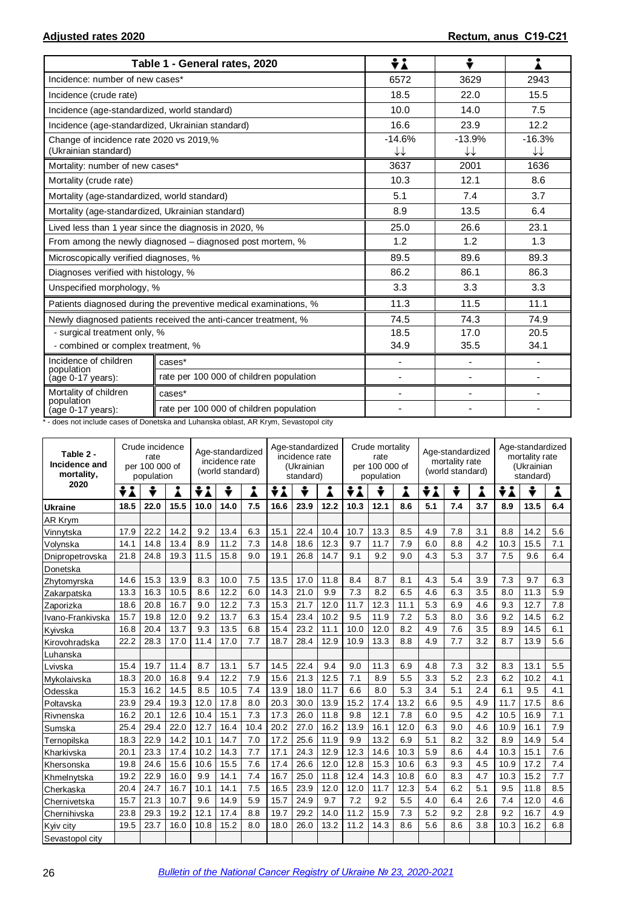**Adjusted rates 2020** **Rectum, anus C19-C21**

| Table 1 - General rates, 2020 | | Both sexes | Male | Female |
|---|---|---|---|---|
| Incidence: number of new cases* | | 6572 | 3629 | 2943 |
| Incidence (crude rate) | | 18.5 | 22.0 | 15.5 |
| Incidence (age-standardized, world standard) | | 10.0 | 14.0 | 7.5 |
| Incidence (age-standardized, Ukrainian standard) | | 16.6 | 23.9 | 12.2 |
| Change of incidence rate 2020 vs 2019,% (Ukrainian standard) | | -14.6% ↓↓ | -13.9% ↓↓ | -16.3% ↓↓ |
| Mortality: number of new cases* | | 3637 | 2001 | 1636 |
| Mortality (crude rate) | | 10.3 | 12.1 | 8.6 |
| Mortality (age-standardized, world standard) | | 5.1 | 7.4 | 3.7 |
| Mortality (age-standardized, Ukrainian standard) | | 8.9 | 13.5 | 6.4 |
| Lived less than 1 year since the diagnosis in 2020, % | | 25.0 | 26.6 | 23.1 |
| From among the newly diagnosed – diagnosed post mortem, % | | 1.2 | 1.2 | 1.3 |
| Microscopically verified diagnoses, % | | 89.5 | 89.6 | 89.3 |
| Diagnoses verified with histology, % | | 86.2 | 86.1 | 86.3 |
| Unspecified morphology, % | | 3.3 | 3.3 | 3.3 |
| Patients diagnosed during the preventive medical examinations, % | | 11.3 | 11.5 | 11.1 |
| Newly diagnosed patients received the anti-cancer treatment, % | | 74.5 | 74.3 | 74.9 |
| - surgical treatment only, % | | 18.5 | 17.0 | 20.5 |
| - combined or complex treatment, % | | 34.9 | 35.5 | 34.1 |
| Incidence of children population (age 0-17 years): | cases* | - | - | - |
| | rate per 100 000 of children population | - | - | - |
| Mortality of children population (age 0-17 years): | cases* | - | - | - |
| | rate per 100 000 of children population | - | - | - |

\* - does not include cases of Donetska and Luhanska oblast, AR Krym, Sevastopol city

| Table 2 - Incidence and mortality, 2020 | Crude incidence rate per 100 000 of population | | | Age-standardized incidence rate (world standard) | | | Age-standardized incidence rate (Ukrainian standard) | | | Crude mortality rate per 100 000 of population | | | Age-standardized mortality rate (world standard) | | | Age-standardized mortality rate (Ukrainian standard) | | |
|---|---|---|---|---|---|---|---|---|---|---|---|---|---|---|---|---|---|---|
| | Both | Male | Female | Both | Male | Female | Both | Male | Female | Both | Male | Female | Both | Male | Female | Both | Male | Female |
| **Ukraine** | **18.5** | **22.0** | **15.5** | **10.0** | **14.0** | **7.5** | **16.6** | **23.9** | **12.2** | **10.3** | **12.1** | **8.6** | **5.1** | **7.4** | **3.7** | **8.9** | **13.5** | **6.4** |
| AR Krym | | | | | | | | | | | | | | | | | | |
| Vinnytska | 17.9 | 22.2 | 14.2 | 9.2 | 13.4 | 6.3 | 15.1 | 22.4 | 10.4 | 10.7 | 13.3 | 8.5 | 4.9 | 7.8 | 3.1 | 8.8 | 14.2 | 5.6 |
| Volynska | 14.1 | 14.8 | 13.4 | 8.9 | 11.2 | 7.3 | 14.8 | 18.6 | 12.3 | 9.7 | 11.7 | 7.9 | 6.0 | 8.8 | 4.2 | 10.3 | 15.5 | 7.1 |
| Dnipropetrovska | 21.8 | 24.8 | 19.3 | 11.5 | 15.8 | 9.0 | 19.1 | 26.8 | 14.7 | 9.1 | 9.2 | 9.0 | 4.3 | 5.3 | 3.7 | 7.5 | 9.6 | 6.4 |
| Donetska | | | | | | | | | | | | | | | | | | |
| Zhytomyrska | 14.6 | 15.3 | 13.9 | 8.3 | 10.0 | 7.5 | 13.5 | 17.0 | 11.8 | 8.4 | 8.7 | 8.1 | 4.3 | 5.4 | 3.9 | 7.3 | 9.7 | 6.3 |
| Zakarpatska | 13.3 | 16.3 | 10.5 | 8.6 | 12.2 | 6.0 | 14.3 | 21.0 | 9.9 | 7.3 | 8.2 | 6.5 | 4.6 | 6.3 | 3.5 | 8.0 | 11.3 | 5.9 |
| Zaporizka | 18.6 | 20.8 | 16.7 | 9.0 | 12.2 | 7.3 | 15.3 | 21.7 | 12.0 | 11.7 | 12.3 | 11.1 | 5.3 | 6.9 | 4.6 | 9.3 | 12.7 | 7.8 |
| Ivano-Frankivska | 15.7 | 19.8 | 12.0 | 9.2 | 13.7 | 6.3 | 15.4 | 23.4 | 10.2 | 9.5 | 11.9 | 7.2 | 5.3 | 8.0 | 3.6 | 9.2 | 14.5 | 6.2 |
| Kyivska | 16.8 | 20.4 | 13.7 | 9.3 | 13.5 | 6.8 | 15.4 | 23.2 | 11.1 | 10.0 | 12.0 | 8.2 | 4.9 | 7.6 | 3.5 | 8.9 | 14.5 | 6.1 |
| Kirovohradska | 22.2 | 28.3 | 17.0 | 11.4 | 17.0 | 7.7 | 18.7 | 28.4 | 12.9 | 10.9 | 13.3 | 8.8 | 4.9 | 7.7 | 3.2 | 8.7 | 13.9 | 5.6 |
| Luhanska | | | | | | | | | | | | | | | | | | |
| Lvivska | 15.4 | 19.7 | 11.4 | 8.7 | 13.1 | 5.7 | 14.5 | 22.4 | 9.4 | 9.0 | 11.3 | 6.9 | 4.8 | 7.3 | 3.2 | 8.3 | 13.1 | 5.5 |
| Mykolaivska | 18.3 | 20.0 | 16.8 | 9.4 | 12.2 | 7.9 | 15.6 | 21.3 | 12.5 | 7.1 | 8.9 | 5.5 | 3.3 | 5.2 | 2.3 | 6.2 | 10.2 | 4.1 |
| Odesska | 15.3 | 16.2 | 14.5 | 8.5 | 10.5 | 7.4 | 13.9 | 18.0 | 11.7 | 6.6 | 8.0 | 5.3 | 3.4 | 5.1 | 2.4 | 6.1 | 9.5 | 4.1 |
| Poltavska | 23.9 | 29.4 | 19.3 | 12.0 | 17.8 | 8.0 | 20.3 | 30.0 | 13.9 | 15.2 | 17.4 | 13.2 | 6.6 | 9.5 | 4.9 | 11.7 | 17.5 | 8.6 |
| Rivnenska | 16.2 | 20.1 | 12.6 | 10.4 | 15.1 | 7.3 | 17.3 | 26.0 | 11.8 | 9.8 | 12.1 | 7.8 | 6.0 | 9.5 | 4.2 | 10.5 | 16.9 | 7.1 |
| Sumska | 25.4 | 29.4 | 22.0 | 12.7 | 16.4 | 10.4 | 20.2 | 27.0 | 16.2 | 13.9 | 16.1 | 12.0 | 6.3 | 9.0 | 4.6 | 10.9 | 16.1 | 7.9 |
| Ternopilska | 18.3 | 22.9 | 14.2 | 10.1 | 14.7 | 7.0 | 17.2 | 25.6 | 11.9 | 9.9 | 13.2 | 6.9 | 5.1 | 8.2 | 3.2 | 8.9 | 14.9 | 5.4 |
| Kharkivska | 20.1 | 23.3 | 17.4 | 10.2 | 14.3 | 7.7 | 17.1 | 24.3 | 12.9 | 12.3 | 14.6 | 10.3 | 5.9 | 8.6 | 4.4 | 10.3 | 15.1 | 7.6 |
| Khersonska | 19.8 | 24.6 | 15.6 | 10.6 | 15.5 | 7.6 | 17.4 | 26.6 | 12.0 | 12.8 | 15.3 | 10.6 | 6.3 | 9.3 | 4.5 | 10.9 | 17.2 | 7.4 |
| Khmelnytska | 19.2 | 22.9 | 16.0 | 9.9 | 14.1 | 7.4 | 16.7 | 25.0 | 11.8 | 12.4 | 14.3 | 10.8 | 6.0 | 8.3 | 4.7 | 10.3 | 15.2 | 7.7 |
| Cherkaska | 20.4 | 24.7 | 16.7 | 10.1 | 14.1 | 7.5 | 16.5 | 23.9 | 12.0 | 12.0 | 11.7 | 12.3 | 5.4 | 6.2 | 5.1 | 9.5 | 11.8 | 8.5 |
| Chernivetska | 15.7 | 21.3 | 10.7 | 9.6 | 14.9 | 5.9 | 15.7 | 24.9 | 9.7 | 7.2 | 9.2 | 5.5 | 4.0 | 6.4 | 2.6 | 7.4 | 12.0 | 4.6 |
| Chernihivska | 23.8 | 29.3 | 19.2 | 12.1 | 17.4 | 8.8 | 19.7 | 29.2 | 14.0 | 11.2 | 15.9 | 7.3 | 5.2 | 9.2 | 2.8 | 9.2 | 16.7 | 4.9 |
| Kyiv city | 19.5 | 23.7 | 16.0 | 10.8 | 15.2 | 8.0 | 18.0 | 26.0 | 13.2 | 11.2 | 14.3 | 8.6 | 5.6 | 8.6 | 3.8 | 10.3 | 16.2 | 6.8 |
| Sevastopol city | | | | | | | | | | | | | | | | | | |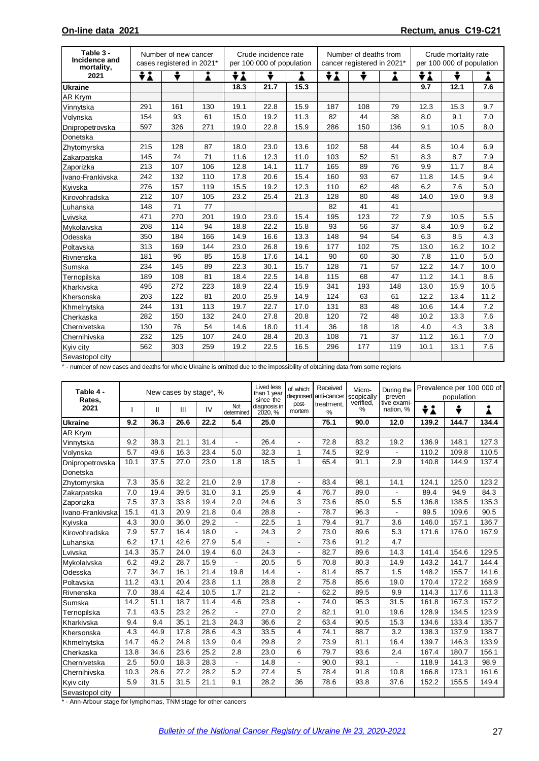## Table 3 - Incidence and mortality, 2021

| Table 3 - Incidence and mortality, 2021 | Number of new cancer cases registered in 2021* | | | Crude incidence rate per 100 000 of population | | | Number of deaths from cancer registered in 2021* | | | Crude mortality rate per 100 000 of population | | |
|---|---|---|---|---|---|---|---|---|---|---|---|---|
| | Both | Male | Female | Both | Male | Female | Both | Male | Female | Both | Male | Female |
| **Ukraine** | | | | 18.3 | 21.7 | 15.3 | | | | 9.7 | 12.1 | 7.6 |
| AR Krym | | | | | | | | | | | | |
| Vinnytska | 291 | 161 | 130 | 19.1 | 22.8 | 15.9 | 187 | 108 | 79 | 12.3 | 15.3 | 9.7 |
| Volynska | 154 | 93 | 61 | 15.0 | 19.2 | 11.3 | 82 | 44 | 38 | 8.0 | 9.1 | 7.0 |
| Dnipropetrovska | 597 | 326 | 271 | 19.0 | 22.8 | 15.9 | 286 | 150 | 136 | 9.1 | 10.5 | 8.0 |
| Donetska | | | | | | | | | | | | |
| Zhytomyrska | 215 | 128 | 87 | 18.0 | 23.0 | 13.6 | 102 | 58 | 44 | 8.5 | 10.4 | 6.9 |
| Zakarpatska | 145 | 74 | 71 | 11.6 | 12.3 | 11.0 | 103 | 52 | 51 | 8.3 | 8.7 | 7.9 |
| Zaporizka | 213 | 107 | 106 | 12.8 | 14.1 | 11.7 | 165 | 89 | 76 | 9.9 | 11.7 | 8.4 |
| Ivano-Frankivska | 242 | 132 | 110 | 17.8 | 20.6 | 15.4 | 160 | 93 | 67 | 11.8 | 14.5 | 9.4 |
| Kyivska | 276 | 157 | 119 | 15.5 | 19.2 | 12.3 | 110 | 62 | 48 | 6.2 | 7.6 | 5.0 |
| Kirovohradska | 212 | 107 | 105 | 23.2 | 25.4 | 21.3 | 128 | 80 | 48 | 14.0 | 19.0 | 9.8 |
| Luhanska | 148 | 71 | 77 | | | | 82 | 41 | 41 | | | |
| Lvivska | 471 | 270 | 201 | 19.0 | 23.0 | 15.4 | 195 | 123 | 72 | 7.9 | 10.5 | 5.5 |
| Mykolaivska | 208 | 114 | 94 | 18.8 | 22.2 | 15.8 | 93 | 56 | 37 | 8.4 | 10.9 | 6.2 |
| Odesska | 350 | 184 | 166 | 14.9 | 16.6 | 13.3 | 148 | 94 | 54 | 6.3 | 8.5 | 4.3 |
| Poltavska | 313 | 169 | 144 | 23.0 | 26.8 | 19.6 | 177 | 102 | 75 | 13.0 | 16.2 | 10.2 |
| Rivnenska | 181 | 96 | 85 | 15.8 | 17.6 | 14.1 | 90 | 60 | 30 | 7.8 | 11.0 | 5.0 |
| Sumska | 234 | 145 | 89 | 22.3 | 30.1 | 15.7 | 128 | 71 | 57 | 12.2 | 14.7 | 10.0 |
| Ternopilska | 189 | 108 | 81 | 18.4 | 22.5 | 14.8 | 115 | 68 | 47 | 11.2 | 14.1 | 8.6 |
| Kharkivska | 495 | 272 | 223 | 18.9 | 22.4 | 15.9 | 341 | 193 | 148 | 13.0 | 15.9 | 10.5 |
| Khersonska | 203 | 122 | 81 | 20.0 | 25.9 | 14.9 | 124 | 63 | 61 | 12.2 | 13.4 | 11.2 |
| Khmelnytska | 244 | 131 | 113 | 19.7 | 22.7 | 17.0 | 131 | 83 | 48 | 10.6 | 14.4 | 7.2 |
| Cherkaska | 282 | 150 | 132 | 24.0 | 27.8 | 20.8 | 120 | 72 | 48 | 10.2 | 13.3 | 7.6 |
| Chernivetska | 130 | 76 | 54 | 14.6 | 18.0 | 11.4 | 36 | 18 | 18 | 4.0 | 4.3 | 3.8 |
| Chernihivska | 232 | 125 | 107 | 24.0 | 28.4 | 20.3 | 108 | 71 | 37 | 11.2 | 16.1 | 7.0 |
| Kyiv city | 562 | 303 | 259 | 19.2 | 22.5 | 16.5 | 296 | 177 | 119 | 10.1 | 13.1 | 7.6 |
| Sevastopol city | | | | | | | | | | | | |

\* - number of new cases and deaths for whole Ukraine is omitted due to the impossibility of obtaining data from some regions

## Table 4 - Rates, 2021

| Table 4 - Rates, 2021 | New cases by stage*, % | | | | | Lived less than 1 year since the diagnosis in 2020, % | of which: diagnosed post-mortem | Received anti-cancer treatment, % | Micro-scopically verified, % | During the preventive examination, % | Prevalence per 100 000 of population | | |
|---|---|---|---|---|---|---|---|---|---|---|---|---|---|
| | I | II | III | IV | Not determined | | | | | | Both | Male | Female |
| **Ukraine** | 9.2 | 36.3 | 26.6 | 22.2 | 5.4 | 25.0 | | 75.1 | 90.0 | 12.0 | 139.2 | 144.7 | 134.4 |
| AR Krym | | | | | | | | | | | | | |
| Vinnytska | 9.2 | 38.3 | 21.1 | 31.4 | - | 26.4 | - | 72.8 | 83.2 | 19.2 | 136.9 | 148.1 | 127.3 |
| Volynska | 5.7 | 49.6 | 16.3 | 23.4 | 5.0 | 32.3 | 1 | 74.5 | 92.9 | - | 110.2 | 109.8 | 110.5 |
| Dnipropetrovska | 10.1 | 37.5 | 27.0 | 23.0 | 1.8 | 18.5 | 1 | 65.4 | 91.1 | 2.9 | 140.8 | 144.9 | 137.4 |
| Donetska | | | | | | | | | | | | | |
| Zhytomyrska | 7.3 | 35.6 | 32.2 | 21.0 | 2.9 | 17.8 | - | 83.4 | 98.1 | 14.1 | 124.1 | 125.0 | 123.2 |
| Zakarpatska | 7.0 | 19.4 | 39.5 | 31.0 | 3.1 | 25.9 | 4 | 76.7 | 89.0 | - | 89.4 | 94.9 | 84.3 |
| Zaporizka | 7.5 | 37.3 | 33.8 | 19.4 | 2.0 | 24.6 | 3 | 73.6 | 85.0 | 5.5 | 136.8 | 138.5 | 135.3 |
| Ivano-Frankivska | 15.1 | 41.3 | 20.9 | 21.8 | 0.4 | 28.8 | - | 78.7 | 96.3 | - | 99.5 | 109.6 | 90.5 |
| Kyivska | 4.3 | 30.0 | 36.0 | 29.2 | - | 22.5 | 1 | 79.4 | 91.7 | 3.6 | 146.0 | 157.1 | 136.7 |
| Kirovohradska | 7.9 | 57.7 | 16.4 | 18.0 | - | 24.3 | 2 | 73.0 | 89.6 | 5.3 | 171.6 | 176.0 | 167.9 |
| Luhanska | 6.2 | 17.1 | 42.6 | 27.9 | 5.4 | - | - | 73.6 | 91.2 | 4.7 | | | |
| Lvivska | 14.3 | 35.7 | 24.0 | 19.4 | 6.0 | 24.3 | - | 82.7 | 89.6 | 14.3 | 141.4 | 154.6 | 129.5 |
| Mykolaivska | 6.2 | 49.2 | 28.7 | 15.9 | - | 20.5 | 5 | 70.8 | 80.3 | 14.9 | 143.2 | 141.7 | 144.4 |
| Odesska | 7.7 | 34.7 | 16.1 | 21.4 | 19.8 | 14.4 | - | 81.4 | 85.7 | 1.5 | 148.2 | 155.7 | 141.6 |
| Poltavska | 11.2 | 43.1 | 20.4 | 23.8 | 1.1 | 28.8 | 2 | 75.8 | 85.6 | 19.0 | 170.4 | 172.2 | 168.9 |
| Rivnenska | 7.0 | 38.4 | 42.4 | 10.5 | 1.7 | 21.2 | - | 62.2 | 89.5 | 9.9 | 114.3 | 117.6 | 111.3 |
| Sumska | 14.2 | 51.1 | 18.7 | 11.4 | 4.6 | 23.8 | - | 74.0 | 95.3 | 31.5 | 161.8 | 167.3 | 157.2 |
| Ternopilska | 7.1 | 43.5 | 23.2 | 26.2 | - | 27.0 | 2 | 82.1 | 91.0 | 19.6 | 128.9 | 134.5 | 123.9 |
| Kharkivska | 9.4 | 9.4 | 35.1 | 21.3 | 24.3 | 36.6 | 2 | 63.4 | 90.5 | 15.3 | 134.6 | 133.4 | 135.7 |
| Khersonska | 4.3 | 44.9 | 17.8 | 28.6 | 4.3 | 33.5 | 4 | 74.1 | 88.7 | 3.2 | 138.3 | 137.9 | 138.7 |
| Khmelnytska | 14.7 | 46.2 | 24.8 | 13.9 | 0.4 | 29.8 | 2 | 73.9 | 81.1 | 16.4 | 139.7 | 146.3 | 133.9 |
| Cherkaska | 13.8 | 34.6 | 23.6 | 25.2 | 2.8 | 23.0 | 6 | 79.7 | 93.6 | 2.4 | 167.4 | 180.7 | 156.1 |
| Chernivetska | 2.5 | 50.0 | 18.3 | 28.3 | - | 14.8 | - | 90.0 | 93.1 | - | 118.9 | 141.3 | 98.9 |
| Chernihivska | 10.3 | 28.6 | 27.2 | 28.2 | 5.2 | 27.4 | 5 | 78.4 | 91.8 | 10.8 | 166.8 | 173.1 | 161.6 |
| Kyiv city | 5.9 | 31.5 | 31.5 | 21.1 | 9.1 | 28.2 | 36 | 78.6 | 93.8 | 37.6 | 152.2 | 155.5 | 149.4 |
| Sevastopol city | | | | | | | | | | | | | |

\* - Ann-Arbour stage for lymphomas, TNM stage for other cancers